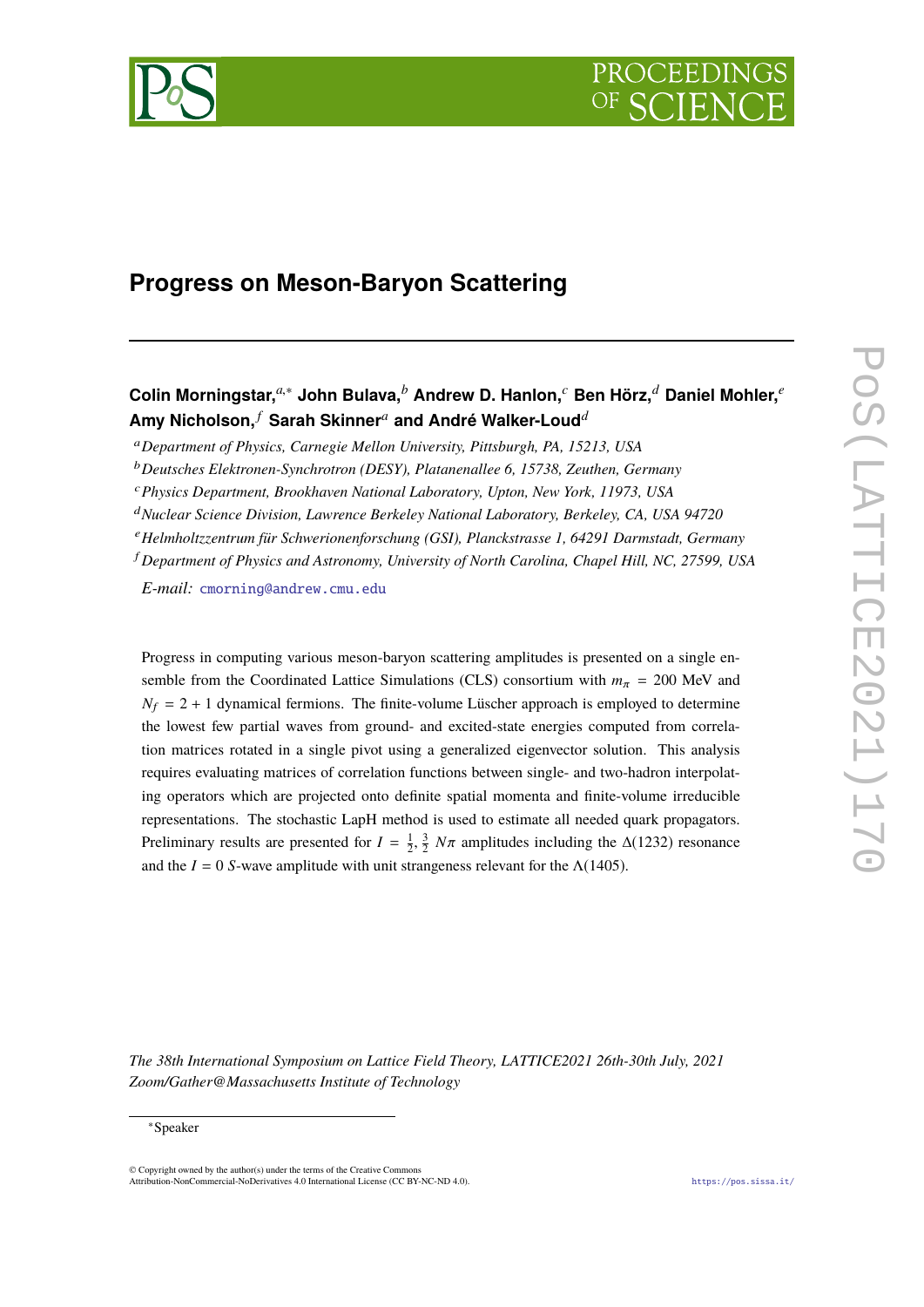# Progress on Meson-Baryon Scattering

**Colin Morningstar,**[a,*] **John Bulava,**[b] **Andrew D. Hanlon,**[c] **Ben Hörz,**[d] **Daniel Mohler,**[e] **Amy Nicholson,**[f] **Sarah Skinner**[a] **and André Walker-Loud**[d]

[a] *Department of Physics, Carnegie Mellon University, Pittsburgh, PA, 15213, USA*

[b] *Deutsches Elektronen-Synchrotron (DESY), Platanenallee 6, 15738, Zeuthen, Germany*

[c] *Physics Department, Brookhaven National Laboratory, Upton, New York, 11973, USA*

[d] *Nuclear Science Division, Lawrence Berkeley National Laboratory, Berkeley, CA, USA 94720*

[e] *Helmholtzzentrum für Schwerionenforschung (GSI), Planckstrasse 1, 64291 Darmstadt, Germany*

[f] *Department of Physics and Astronomy, University of North Carolina, Chapel Hill, NC, 27599, USA*

*E-mail:* cmorning@andrew.cmu.edu

Progress in computing various meson-baryon scattering amplitudes is presented on a single ensemble from the Coordinated Lattice Simulations (CLS) consortium with $m_\pi = 200$ MeV and $N_f = 2+1$ dynamical fermions. The finite-volume Lüscher approach is employed to determine the lowest few partial waves from ground- and excited-state energies computed from correlation matrices rotated in a single pivot using a generalized eigenvector solution. This analysis requires evaluating matrices of correlation functions between single- and two-hadron interpolating operators which are projected onto definite spatial momenta and finite-volume irreducible representations. The stochastic LapH method is used to estimate all needed quark propagators. Preliminary results are presented for $I = \frac{1}{2}, \frac{3}{2}$ $N\pi$ amplitudes including the $\Delta(1232)$ resonance and the $I = 0$ $S$-wave amplitude with unit strangeness relevant for the $\Lambda(1405)$.

*The 38th International Symposium on Lattice Field Theory, LATTICE2021 26th-30th July, 2021 Zoom/Gather@Massachusetts Institute of Technology*

*Speaker

© Copyright owned by the author(s) under the terms of the Creative Commons Attribution-NonCommercial-NoDerivatives 4.0 International License (CC BY-NC-ND 4.0).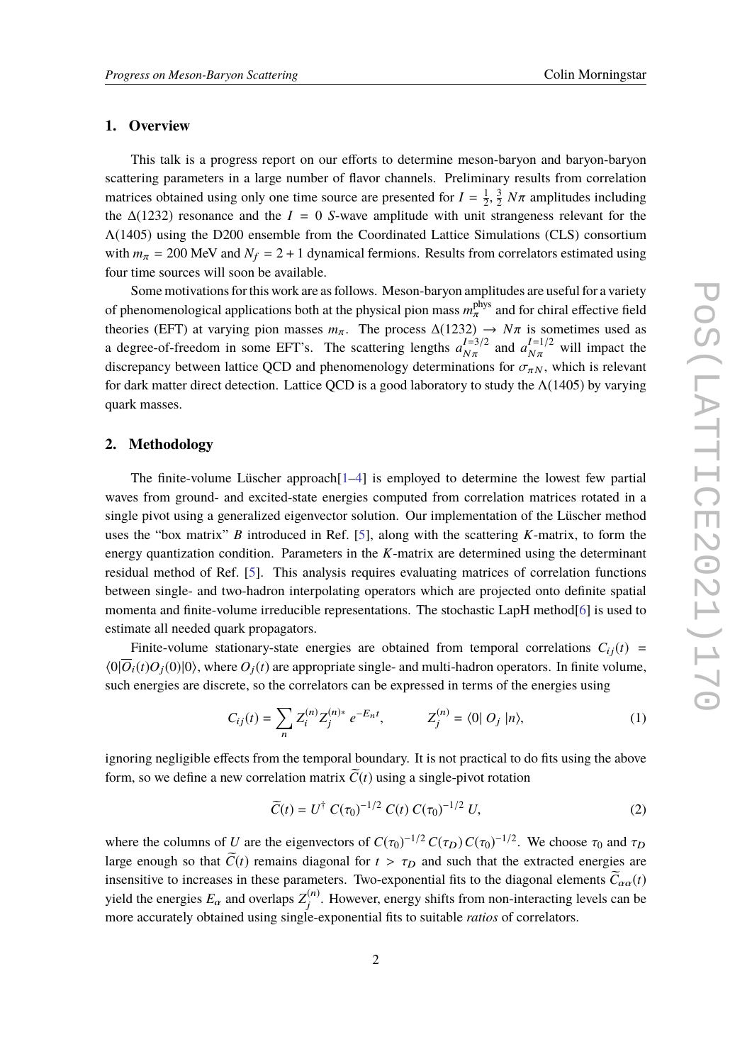## 1. Overview

This talk is a progress report on our efforts to determine meson-baryon and baryon-baryon scattering parameters in a large number of flavor channels. Preliminary results from correlation matrices obtained using only one time source are presented for $I = \frac{1}{2}, \frac{3}{2}$ $N\pi$ amplitudes including the $\Delta(1232)$ resonance and the $I = 0$ $S$-wave amplitude with unit strangeness relevant for the $\Lambda(1405)$ using the D200 ensemble from the Coordinated Lattice Simulations (CLS) consortium with $m_\pi = 200$ MeV and $N_f = 2 + 1$ dynamical fermions. Results from correlators estimated using four time sources will soon be available.

Some motivations for this work are as follows. Meson-baryon amplitudes are useful for a variety of phenomenological applications both at the physical pion mass $m_\pi^{\text{phys}}$ and for chiral effective field theories (EFT) at varying pion masses $m_\pi$. The process $\Delta(1232) \to N\pi$ is sometimes used as a degree-of-freedom in some EFT's. The scattering lengths $a_{N\pi}^{I=3/2}$ and $a_{N\pi}^{I=1/2}$ will impact the discrepancy between lattice QCD and phenomenology determinations for $\sigma_{\pi N}$, which is relevant for dark matter direct detection. Lattice QCD is a good laboratory to study the $\Lambda(1405)$ by varying quark masses.

## 2. Methodology

The finite-volume Lüscher approach[1–4] is employed to determine the lowest few partial waves from ground- and excited-state energies computed from correlation matrices rotated in a single pivot using a generalized eigenvector solution. Our implementation of the Lüscher method uses the "box matrix" $B$ introduced in Ref. [5], along with the scattering $K$-matrix, to form the energy quantization condition. Parameters in the $K$-matrix are determined using the determinant residual method of Ref. [5]. This analysis requires evaluating matrices of correlation functions between single- and two-hadron interpolating operators which are projected onto definite spatial momenta and finite-volume irreducible representations. The stochastic LapH method[6] is used to estimate all needed quark propagators.

Finite-volume stationary-state energies are obtained from temporal correlations $C_{ij}(t) = \langle 0|\overline{O}_i(t) O_j(0)|0\rangle$, where $O_j(t)$ are appropriate single- and multi-hadron operators. In finite volume, such energies are discrete, so the correlators can be expressed in terms of the energies using

$$C_{ij}(t) = \sum_n Z_i^{(n)} Z_j^{(n)*}\, e^{-E_n t}, \qquad\qquad Z_j^{(n)} = \langle 0|\, O_j\, |n\rangle, \tag{1}$$

ignoring negligible effects from the temporal boundary. It is not practical to do fits using the above form, so we define a new correlation matrix $\widetilde{C}(t)$ using a single-pivot rotation

$$\widetilde{C}(t) = U^\dagger\, C(\tau_0)^{-1/2}\, C(t)\, C(\tau_0)^{-1/2}\, U, \tag{2}$$

where the columns of $U$ are the eigenvectors of $C(\tau_0)^{-1/2}\, C(\tau_D)\, C(\tau_0)^{-1/2}$. We choose $\tau_0$ and $\tau_D$ large enough so that $\widetilde{C}(t)$ remains diagonal for $t > \tau_D$ and such that the extracted energies are insensitive to increases in these parameters. Two-exponential fits to the diagonal elements $\widetilde{C}_{\alpha\alpha}(t)$ yield the energies $E_\alpha$ and overlaps $Z_j^{(n)}$. However, energy shifts from non-interacting levels can be more accurately obtained using single-exponential fits to suitable *ratios* of correlators.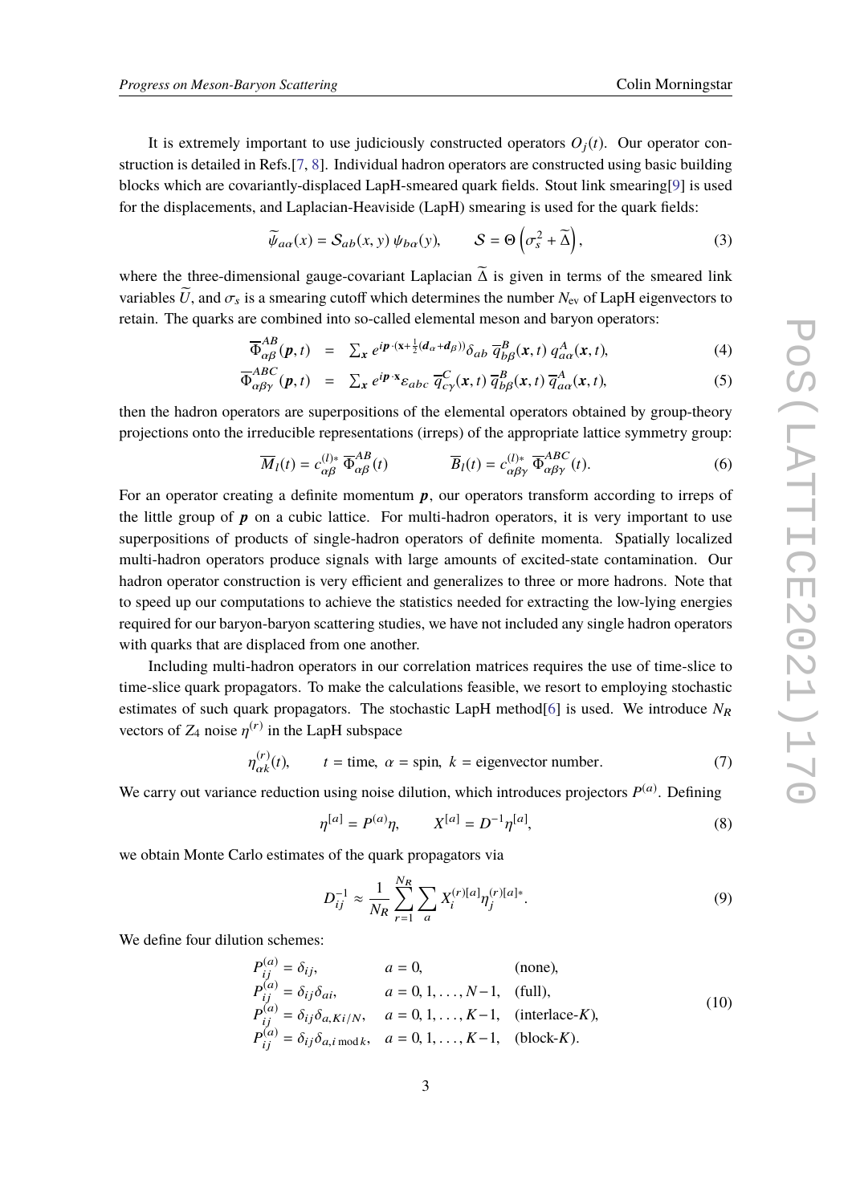It is extremely important to use judiciously constructed operators $O_j(t)$. Our operator construction is detailed in Refs.[7, 8]. Individual hadron operators are constructed using basic building blocks which are covariantly-displaced LapH-smeared quark fields. Stout link smearing[9] is used for the displacements, and Laplacian-Heaviside (LapH) smearing is used for the quark fields:

$$\widetilde{\psi}_{a\alpha}(x) = \mathcal{S}_{ab}(x,y)\,\psi_{b\alpha}(y), \qquad \mathcal{S} = \Theta\left(\sigma_s^2 + \widetilde{\Delta}\right), \tag{3}$$

where the three-dimensional gauge-covariant Laplacian $\widetilde{\Delta}$ is given in terms of the smeared link variables $\widetilde{U}$, and $\sigma_s$ is a smearing cutoff which determines the number $N_{\rm ev}$ of LapH eigenvectors to retain. The quarks are combined into so-called elemental meson and baryon operators:

$$\overline{\Phi}^{AB}_{\alpha\beta}(\boldsymbol{p},t) = \sum_{\boldsymbol{x}} e^{i\boldsymbol{p}\cdot(\mathbf{x}+\frac{1}{2}(\boldsymbol{d}_\alpha+\boldsymbol{d}_\beta))}\delta_{ab}\,\overline{q}^{B}_{b\beta}(\boldsymbol{x},t)\,q^{A}_{a\alpha}(\boldsymbol{x},t), \tag{4}$$

$$\overline{\Phi}^{ABC}_{\alpha\beta\gamma}(\boldsymbol{p},t) = \sum_{\boldsymbol{x}} e^{i\boldsymbol{p}\cdot\boldsymbol{x}}\varepsilon_{abc}\,\overline{q}^{C}_{c\gamma}(\boldsymbol{x},t)\,\overline{q}^{B}_{b\beta}(\boldsymbol{x},t)\,\overline{q}^{A}_{a\alpha}(\boldsymbol{x},t), \tag{5}$$

then the hadron operators are superpositions of the elemental operators obtained by group-theory projections onto the irreducible representations (irreps) of the appropriate lattice symmetry group:

$$\overline{M}_l(t) = c^{(l)*}_{\alpha\beta}\,\overline{\Phi}^{AB}_{\alpha\beta}(t) \qquad\qquad \overline{B}_l(t) = c^{(l)*}_{\alpha\beta\gamma}\,\overline{\Phi}^{ABC}_{\alpha\beta\gamma}(t). \tag{6}$$

For an operator creating a definite momentum $\boldsymbol{p}$, our operators transform according to irreps of the little group of $\boldsymbol{p}$ on a cubic lattice. For multi-hadron operators, it is very important to use superpositions of products of single-hadron operators of definite momenta. Spatially localized multi-hadron operators produce signals with large amounts of excited-state contamination. Our hadron operator construction is very efficient and generalizes to three or more hadrons. Note that to speed up our computations to achieve the statistics needed for extracting the low-lying energies required for our baryon-baryon scattering studies, we have not included any single hadron operators with quarks that are displaced from one another.

Including multi-hadron operators in our correlation matrices requires the use of time-slice to time-slice quark propagators. To make the calculations feasible, we resort to employing stochastic estimates of such quark propagators. The stochastic LapH method[6] is used. We introduce $N_R$ vectors of $Z_4$ noise $\eta^{(r)}$ in the LapH subspace

$$\eta^{(r)}_{\alpha k}(t), \qquad t = \text{time},\ \alpha = \text{spin},\ k = \text{eigenvector number}. \tag{7}$$

We carry out variance reduction using noise dilution, which introduces projectors $P^{(a)}$. Defining

$$\eta^{[a]} = P^{(a)}\eta, \qquad X^{[a]} = D^{-1}\eta^{[a]}, \tag{8}$$

we obtain Monte Carlo estimates of the quark propagators via

$$D^{-1}_{ij} \approx \frac{1}{N_R}\sum_{r=1}^{N_R}\sum_{a} X^{(r)[a]}_{i}\eta^{(r)[a]*}_{j}. \tag{9}$$

We define four dilution schemes:

$$\begin{array}{lll}
P^{(a)}_{ij} = \delta_{ij}, & a = 0, & \text{(none)},\\
P^{(a)}_{ij} = \delta_{ij}\delta_{ai}, & a = 0,1,\ldots,N-1, & \text{(full)},\\
P^{(a)}_{ij} = \delta_{ij}\delta_{a,Ki/N}, & a = 0,1,\ldots,K-1, & \text{(interlace-}K\text{)},\\
P^{(a)}_{ij} = \delta_{ij}\delta_{a,i \bmod k}, & a = 0,1,\ldots,K-1, & \text{(block-}K\text{)}.
\end{array} \tag{10}$$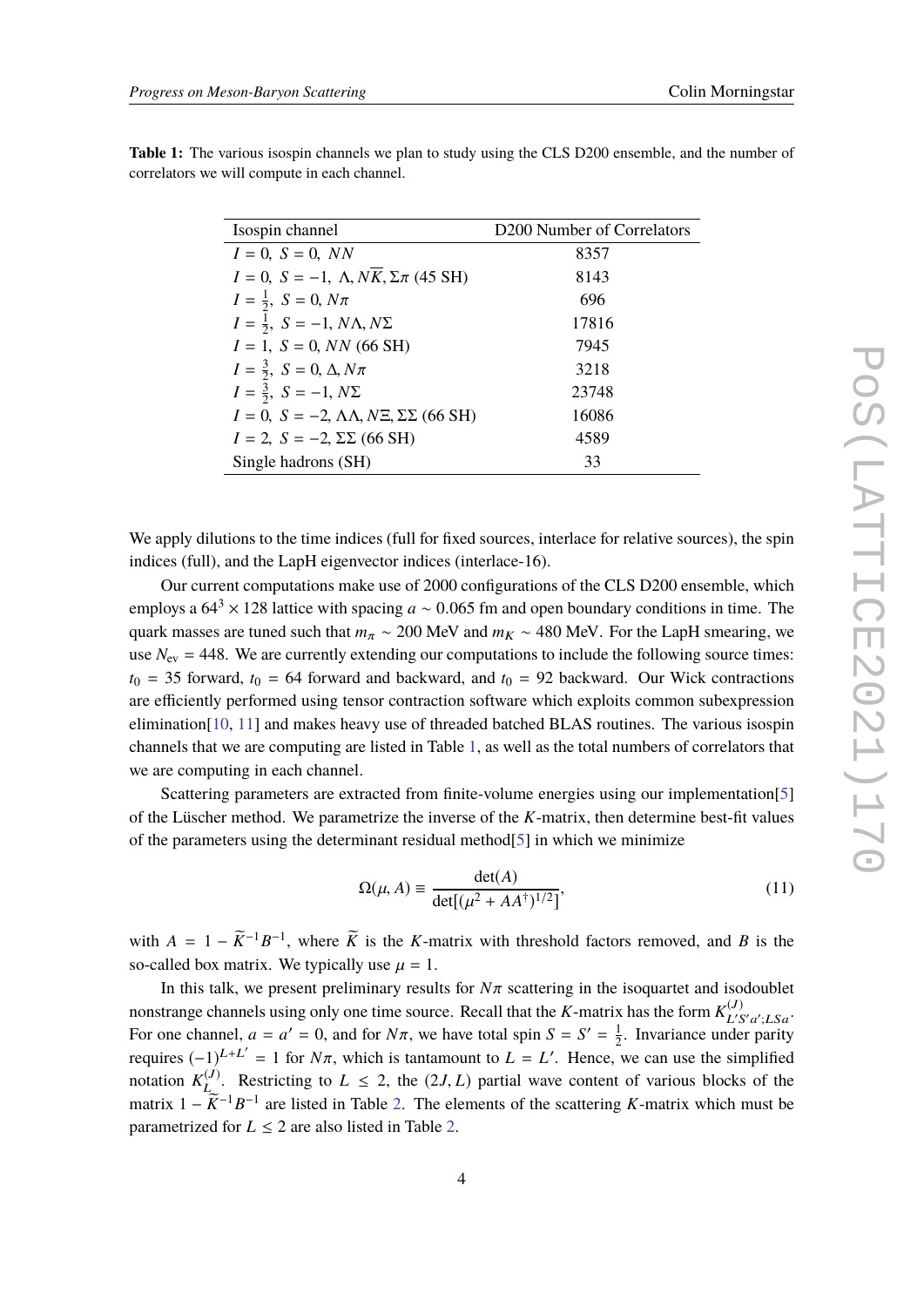**Table 1:** The various isospin channels we plan to study using the CLS D200 ensemble, and the number of correlators we will compute in each channel.

| Isospin channel | D200 Number of Correlators |
|---|---|
| $I = 0,\ S = 0,\ NN$ | 8357 |
| $I = 0,\ S = -1,\ \Lambda, N\overline{K}, \Sigma\pi$ (45 SH) | 8143 |
| $I = \frac{1}{2},\ S = 0,\ N\pi$ | 696 |
| $I = \frac{1}{2},\ S = -1,\ N\Lambda, N\Sigma$ | 17816 |
| $I = 1,\ S = 0,\ NN$ (66 SH) | 7945 |
| $I = \frac{3}{2},\ S = 0,\ \Delta, N\pi$ | 3218 |
| $I = \frac{3}{2},\ S = -1,\ N\Sigma$ | 23748 |
| $I = 0,\ S = -2,\ \Lambda\Lambda, N\Xi, \Sigma\Sigma$ (66 SH) | 16086 |
| $I = 2,\ S = -2,\ \Sigma\Sigma$ (66 SH) | 4589 |
| Single hadrons (SH) | 33 |

We apply dilutions to the time indices (full for fixed sources, interlace for relative sources), the spin indices (full), and the LapH eigenvector indices (interlace-16).

Our current computations make use of 2000 configurations of the CLS D200 ensemble, which employs a $64^3 \times 128$ lattice with spacing $a \sim 0.065$ fm and open boundary conditions in time. The quark masses are tuned such that $m_\pi \sim 200$ MeV and $m_K \sim 480$ MeV. For the LapH smearing, we use $N_{\rm ev} = 448$. We are currently extending our computations to include the following source times: $t_0 = 35$ forward, $t_0 = 64$ forward and backward, and $t_0 = 92$ backward. Our Wick contractions are efficiently performed using tensor contraction software which exploits common subexpression elimination[10, 11] and makes heavy use of threaded batched BLAS routines. The various isospin channels that we are computing are listed in Table 1, as well as the total numbers of correlators that we are computing in each channel.

Scattering parameters are extracted from finite-volume energies using our implementation[5] of the Lüscher method. We parametrize the inverse of the $K$-matrix, then determine best-fit values of the parameters using the determinant residual method[5] in which we minimize

$$\Omega(\mu, A) \equiv \frac{\det(A)}{\det[(\mu^2 + AA^\dagger)^{1/2}]}, \tag{11}$$

with $A = 1 - \widetilde{K}^{-1}B^{-1}$, where $\widetilde{K}$ is the $K$-matrix with threshold factors removed, and $B$ is the so-called box matrix. We typically use $\mu = 1$.

In this talk, we present preliminary results for $N\pi$ scattering in the isoquartet and isodoublet nonstrange channels using only one time source. Recall that the $K$-matrix has the form $K^{(J)}_{L'S'a';LSa}$. For one channel, $a = a' = 0$, and for $N\pi$, we have total spin $S = S' = \frac{1}{2}$. Invariance under parity requires $(-1)^{L+L'} = 1$ for $N\pi$, which is tantamount to $L = L'$. Hence, we can use the simplified notation $K^{(J)}_L$. Restricting to $L \leq 2$, the $(2J, L)$ partial wave content of various blocks of the matrix $1 - \widetilde{K}^{-1}B^{-1}$ are listed in Table 2. The elements of the scattering $K$-matrix which must be parametrized for $L \leq 2$ are also listed in Table 2.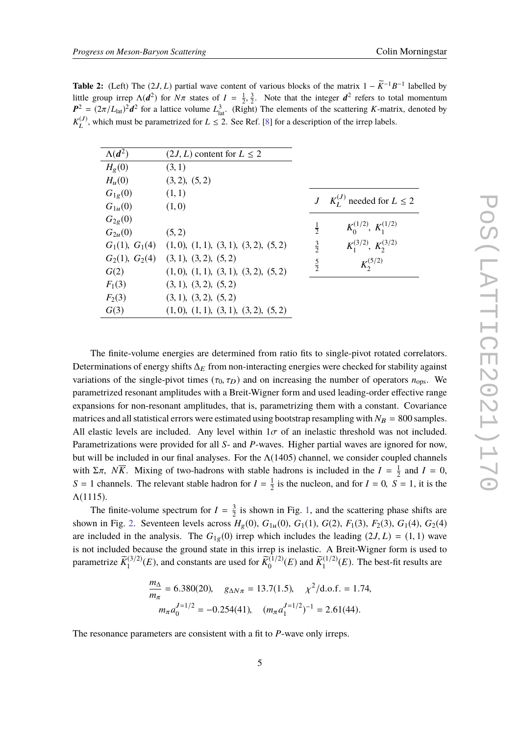**Table 2:** (Left) The $(2J, L)$ partial wave content of various blocks of the matrix $1 - \widetilde{K}^{-1}B^{-1}$ labelled by little group irrep $\Lambda(\boldsymbol{d}^2)$ for $N\pi$ states of $I = \frac{1}{2}, \frac{3}{2}$. Note that the integer $\boldsymbol{d}^2$ refers to total momentum $\boldsymbol{P}^2 = (2\pi/L_{\rm lat})^2\boldsymbol{d}^2$ for a lattice volume $L_{\rm lat}^3$. (Right) The elements of the scattering $K$-matrix, denoted by $K_L^{(J)}$, which must be parametrized for $L \leq 2$. See Ref. [8] for a description of the irrep labels.

| $\Lambda(\boldsymbol{d}^2)$ | $(2J, L)$ content for $L \leq 2$ |
|---|---|
| $H_g(0)$ | $(3,1)$ |
| $H_u(0)$ | $(3,2)$, $(5,2)$ |
| $G_{1g}(0)$ | $(1,1)$ |
| $G_{1u}(0)$ | $(1,0)$ |
| $G_{2g}(0)$ | |
| $G_{2u}(0)$ | $(5,2)$ |
| $G_1(1)$, $G_1(4)$ | $(1,0)$, $(1,1)$, $(3,1)$, $(3,2)$, $(5,2)$ |
| $G_2(1)$, $G_2(4)$ | $(3,1)$, $(3,2)$, $(5,2)$ |
| $G(2)$ | $(1,0)$, $(1,1)$, $(3,1)$, $(3,2)$, $(5,2)$ |
| $F_1(3)$ | $(3,1)$, $(3,2)$, $(5,2)$ |
| $F_2(3)$ | $(3,1)$, $(3,2)$, $(5,2)$ |
| $G(3)$ | $(1,0)$, $(1,1)$, $(3,1)$, $(3,2)$, $(5,2)$ |

| $J$ | $K_L^{(J)}$ needed for $L \leq 2$ |
|---|---|
| $\frac{1}{2}$ | $K_0^{(1/2)}$, $K_1^{(1/2)}$ |
| $\frac{3}{2}$ | $K_1^{(3/2)}$, $K_2^{(3/2)}$ |
| $\frac{5}{2}$ | $K_2^{(5/2)}$ |

The finite-volume energies are determined from ratio fits to single-pivot rotated correlators. Determinations of energy shifts $\Delta_E$ from non-interacting energies were checked for stability against variations of the single-pivot times $(\tau_0, \tau_D)$ and on increasing the number of operators $n_{\rm ops}$. We parametrized resonant amplitudes with a Breit-Wigner form and used leading-order effective range expansions for non-resonant amplitudes, that is, parametrizing them with a constant. Covariance matrices and all statistical errors were estimated using bootstrap resampling with $N_B = 800$ samples. All elastic levels are included. Any level within $1\sigma$ of an inelastic threshold was not included. Parametrizations were provided for all $S$- and $P$-waves. Higher partial waves are ignored for now, but will be included in our final analyses. For the $\Lambda(1405)$ channel, we consider coupled channels with $\Sigma\pi$, $N\overline{K}$. Mixing of two-hadrons with stable hadrons is included in the $I = \frac{1}{2}$ and $I = 0$, $S = 1$ channels. The relevant stable hadron for $I = \frac{1}{2}$ is the nucleon, and for $I = 0$, $S = 1$, it is the $\Lambda(1115)$.

The finite-volume spectrum for $I = \frac{3}{2}$ is shown in Fig. 1, and the scattering phase shifts are shown in Fig. 2. Seventeen levels across $H_g(0)$, $G_{1u}(0)$, $G_1(1)$, $G(2)$, $F_1(3)$, $F_2(3)$, $G_1(4)$, $G_2(4)$ are included in the analysis. The $G_{1g}(0)$ irrep which includes the leading $(2J, L) = (1,1)$ wave is not included because the ground state in this irrep is inelastic. A Breit-Wigner form is used to parametrize $\widetilde{K}_1^{(3/2)}(E)$, and constants are used for $\widetilde{K}_0^{(1/2)}(E)$ and $\widetilde{K}_1^{(1/2)}(E)$. The best-fit results are

$$\frac{m_\Delta}{m_\pi} = 6.380(20), \quad g_{\Delta N\pi} = 13.7(1.5), \quad \chi^2/\text{d.o.f.} = 1.74,$$
$$m_\pi a_0^{J=1/2} = -0.254(41), \quad (m_\pi a_1^{J=1/2})^{-1} = 2.61(44).$$

The resonance parameters are consistent with a fit to $P$-wave only irreps.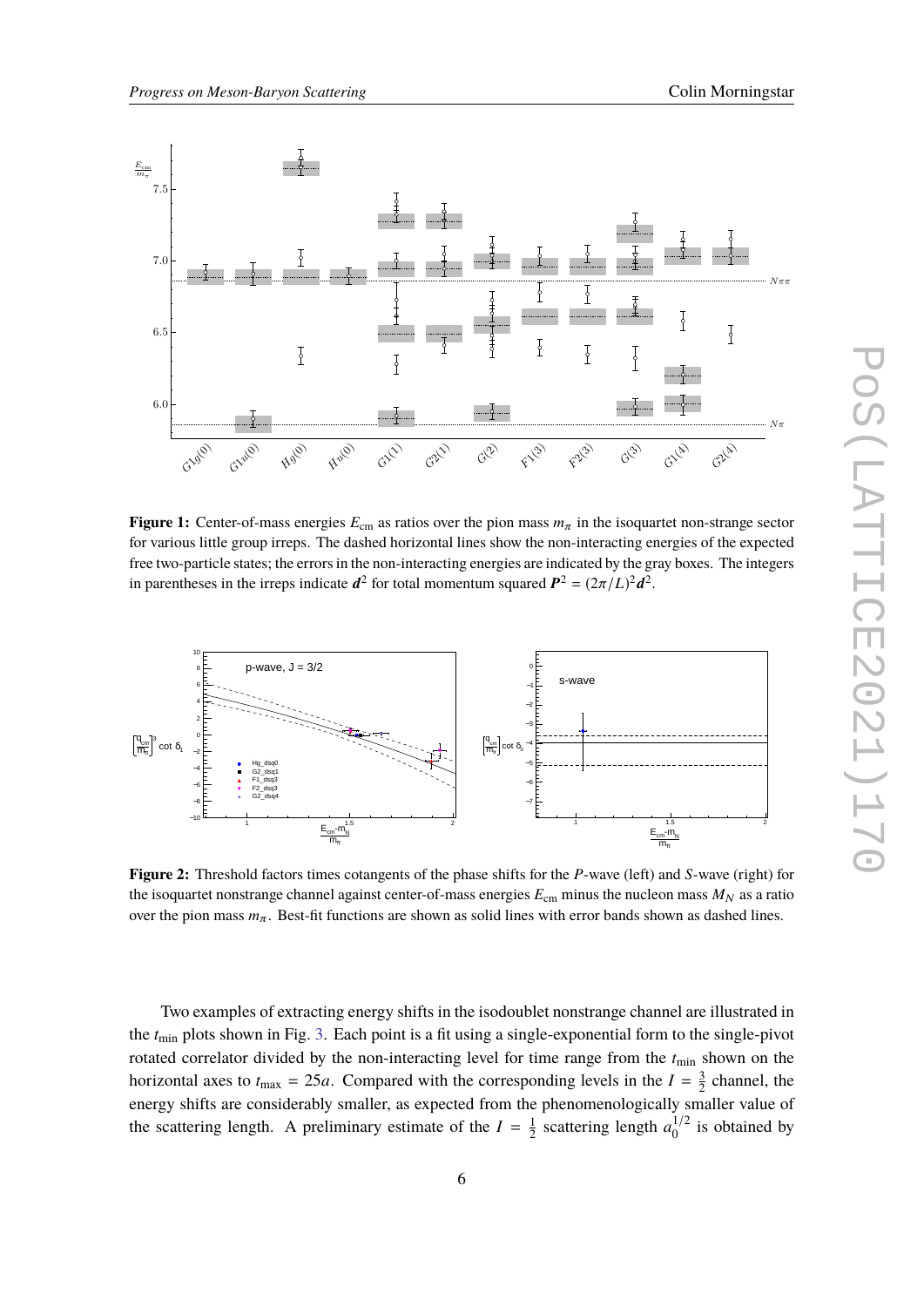**Figure 1:** Center-of-mass energies $E_{\rm cm}$ as ratios over the pion mass $m_\pi$ in the isoquartet non-strange sector for various little group irreps. The dashed horizontal lines show the non-interacting energies of the expected free two-particle states; the errors in the non-interacting energies are indicated by the gray boxes. The integers in parentheses in the irreps indicate $\boldsymbol{d}^2$ for total momentum squared $\boldsymbol{P}^2 = (2\pi/L)^2\boldsymbol{d}^2$.

**Figure 2:** Threshold factors times cotangents of the phase shifts for the $P$-wave (left) and $S$-wave (right) for the isoquartet nonstrange channel against center-of-mass energies $E_{\rm cm}$ minus the nucleon mass $M_N$ as a ratio over the pion mass $m_\pi$. Best-fit functions are shown as solid lines with error bands shown as dashed lines.

Two examples of extracting energy shifts in the isodoublet nonstrange channel are illustrated in the $t_{\rm min}$ plots shown in Fig. 3. Each point is a fit using a single-exponential form to the single-pivot rotated correlator divided by the non-interacting level for time range from the $t_{\rm min}$ shown on the horizontal axes to $t_{\rm max} = 25a$. Compared with the corresponding levels in the $I = \frac{3}{2}$ channel, the energy shifts are considerably smaller, as expected from the phenomenologically smaller value of the scattering length. A preliminary estimate of the $I = \frac{1}{2}$ scattering length $a_0^{1/2}$ is obtained by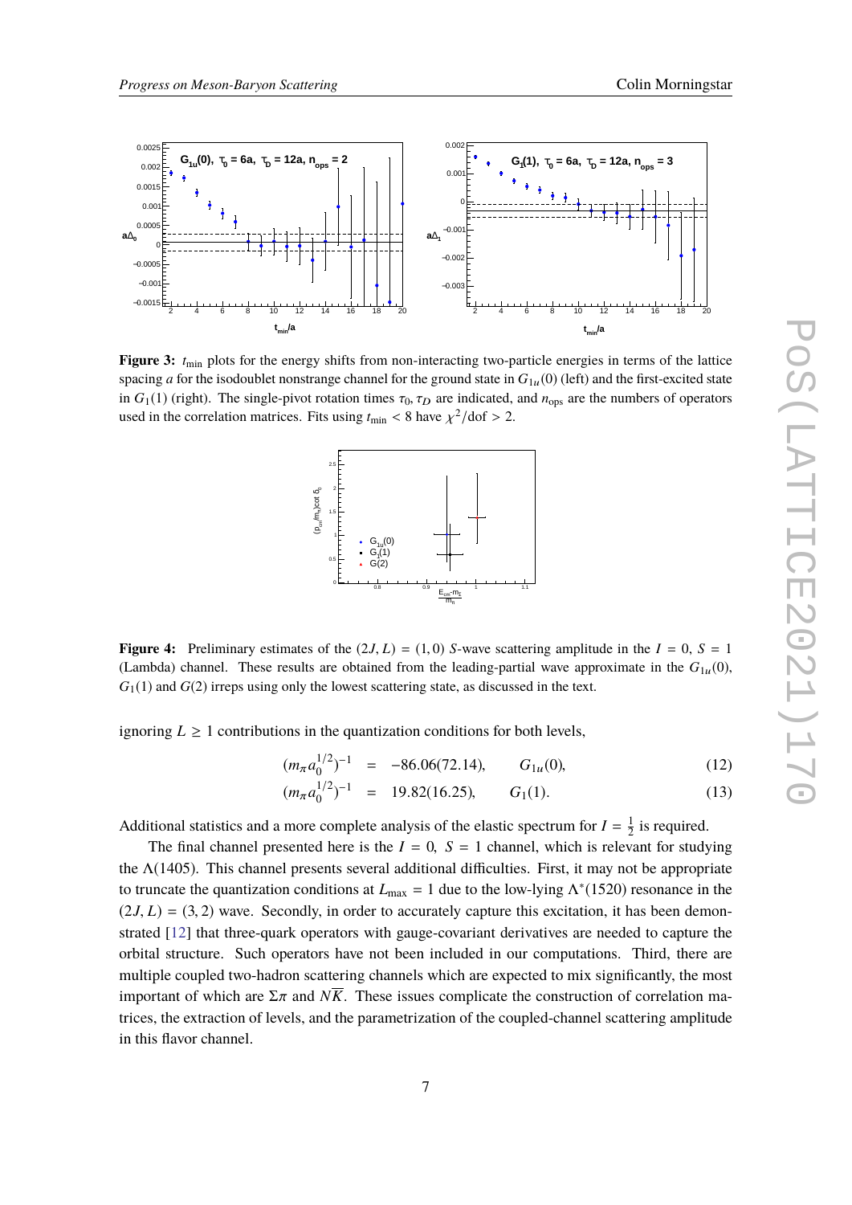**Figure 3:** $t_{\mathrm{min}}$ plots for the energy shifts from non-interacting two-particle energies in terms of the lattice spacing $a$ for the isodoublet nonstrange channel for the ground state in $G_{1u}(0)$ (left) and the first-excited state in $G_1(1)$ (right). The single-pivot rotation times $\tau_0, \tau_D$ are indicated, and $n_{\mathrm{ops}}$ are the numbers of operators used in the correlation matrices. Fits using $t_{\mathrm{min}} < 8$ have $\chi^2/\mathrm{dof} > 2$.

**Figure 4:** Preliminary estimates of the $(2J, L) = (1, 0)$ $S$-wave scattering amplitude in the $I = 0$, $S = 1$ (Lambda) channel. These results are obtained from the leading-partial wave approximate in the $G_{1u}(0)$, $G_1(1)$ and $G(2)$ irreps using only the lowest scattering state, as discussed in the text.

ignoring $L \geq 1$ contributions in the quantization conditions for both levels,

$$(m_\pi a_0^{1/2})^{-1} = -86.06(72.14), \qquad G_{1u}(0), \tag{12}$$

$$(m_\pi a_0^{1/2})^{-1} = 19.82(16.25), \qquad G_1(1). \tag{13}$$

Additional statistics and a more complete analysis of the elastic spectrum for $I = \frac{1}{2}$ is required.

The final channel presented here is the $I = 0$, $S = 1$ channel, which is relevant for studying the $\Lambda(1405)$. This channel presents several additional difficulties. First, it may not be appropriate to truncate the quantization conditions at $L_{\mathrm{max}} = 1$ due to the low-lying $\Lambda^*(1520)$ resonance in the $(2J, L) = (3, 2)$ wave. Secondly, in order to accurately capture this excitation, it has been demonstrated [12] that three-quark operators with gauge-covariant derivatives are needed to capture the orbital structure. Such operators have not been included in our computations. Third, there are multiple coupled two-hadron scattering channels which are expected to mix significantly, the most important of which are $\Sigma\pi$ and $N\overline{K}$. These issues complicate the construction of correlation matrices, the extraction of levels, and the parametrization of the coupled-channel scattering amplitude in this flavor channel.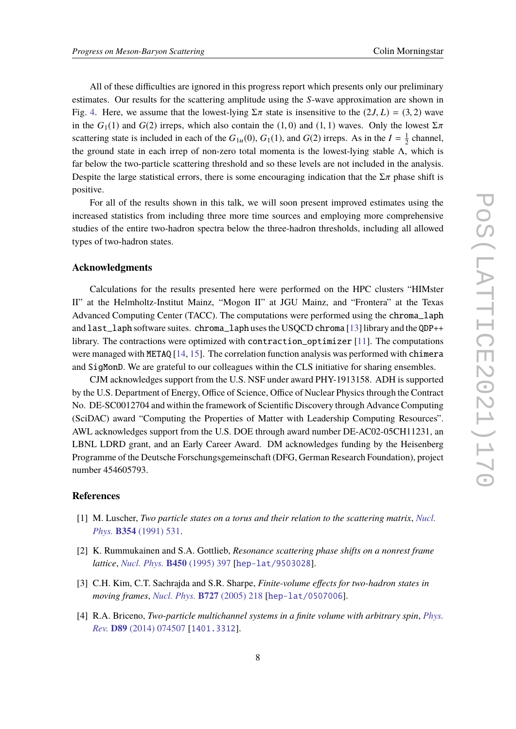All of these difficulties are ignored in this progress report which presents only our preliminary estimates. Our results for the scattering amplitude using the $S$-wave approximation are shown in Fig. 4. Here, we assume that the lowest-lying $\Sigma\pi$ state is insensitive to the $(2J, L) = (3, 2)$ wave in the $G_1(1)$ and $G(2)$ irreps, which also contain the $(1, 0)$ and $(1, 1)$ waves. Only the lowest $\Sigma\pi$ scattering state is included in each of the $G_{1u}(0)$, $G_1(1)$, and $G(2)$ irreps. As in the $I = \frac{1}{2}$ channel, the ground state in each irrep of non-zero total momenta is the lowest-lying stable $\Lambda$, which is far below the two-particle scattering threshold and so these levels are not included in the analysis. Despite the large statistical errors, there is some encouraging indication that the $\Sigma\pi$ phase shift is positive.

For all of the results shown in this talk, we will soon present improved estimates using the increased statistics from including three more time sources and employing more comprehensive studies of the entire two-hadron spectra below the three-hadron thresholds, including all allowed types of two-hadron states.

## Acknowledgments

Calculations for the results presented here were performed on the HPC clusters "HIMster II" at the Helmholtz-Institut Mainz, "Mogon II" at JGU Mainz, and "Frontera" at the Texas Advanced Computing Center (TACC). The computations were performed using the `chroma_laph` and `last_laph` software suites. `chroma_laph` uses the USQCD `chroma` [13] library and the `QDP++` library. The contractions were optimized with `contraction_optimizer` [11]. The computations were managed with `METAQ` [14, 15]. The correlation function analysis was performed with `chimera` and `SigMonD`. We are grateful to our colleagues within the CLS initiative for sharing ensembles.

CJM acknowledges support from the U.S. NSF under award PHY-1913158. ADH is supported by the U.S. Department of Energy, Office of Science, Office of Nuclear Physics through the Contract No. DE-SC0012704 and within the framework of Scientific Discovery through Advance Computing (SciDAC) award "Computing the Properties of Matter with Leadership Computing Resources". AWL acknowledges support from the U.S. DOE through award number DE-AC02-05CH11231, an LBNL LDRD grant, and an Early Career Award. DM acknowledges funding by the Heisenberg Programme of the Deutsche Forschungsgemeinschaft (DFG, German Research Foundation), project number 454605793.

## References

[1] M. Luscher, *Two particle states on a torus and their relation to the scattering matrix*, *Nucl. Phys.* **B354** (1991) 531.

[2] K. Rummukainen and S.A. Gottlieb, *Resonance scattering phase shifts on a nonrest frame lattice*, *Nucl. Phys.* **B450** (1995) 397 [hep-lat/9503028].

[3] C.H. Kim, C.T. Sachrajda and S.R. Sharpe, *Finite-volume effects for two-hadron states in moving frames*, *Nucl. Phys.* **B727** (2005) 218 [hep-lat/0507006].

[4] R.A. Briceno, *Two-particle multichannel systems in a finite volume with arbitrary spin*, *Phys. Rev.* **D89** (2014) 074507 [1401.3312].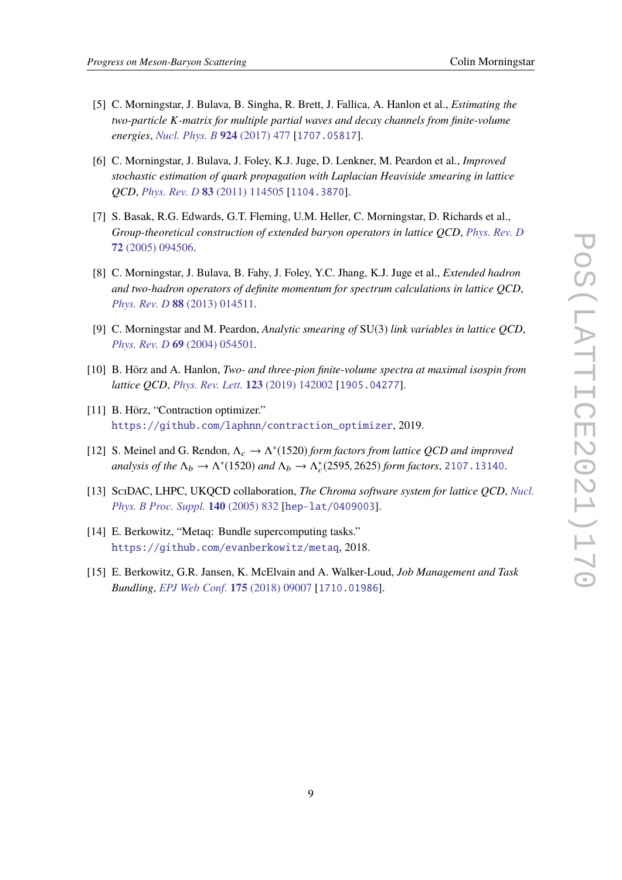[5] C. Morningstar, J. Bulava, B. Singha, R. Brett, J. Fallica, A. Hanlon et al., *Estimating the two-particle $K$-matrix for multiple partial waves and decay channels from finite-volume energies*, Nucl. Phys. B **924** (2017) 477 [1707.05817].

[6] C. Morningstar, J. Bulava, J. Foley, K.J. Juge, D. Lenkner, M. Peardon et al., *Improved stochastic estimation of quark propagation with Laplacian Heaviside smearing in lattice QCD*, Phys. Rev. D **83** (2011) 114505 [1104.3870].

[7] S. Basak, R.G. Edwards, G.T. Fleming, U.M. Heller, C. Morningstar, D. Richards et al., *Group-theoretical construction of extended baryon operators in lattice QCD*, Phys. Rev. D **72** (2005) 094506.

[8] C. Morningstar, J. Bulava, B. Fahy, J. Foley, Y.C. Jhang, K.J. Juge et al., *Extended hadron and two-hadron operators of definite momentum for spectrum calculations in lattice QCD*, Phys. Rev. D **88** (2013) 014511.

[9] C. Morningstar and M. Peardon, *Analytic smearing of* SU(3) *link variables in lattice QCD*, Phys. Rev. D **69** (2004) 054501.

[10] B. Hörz and A. Hanlon, *Two- and three-pion finite-volume spectra at maximal isospin from lattice QCD*, Phys. Rev. Lett. **123** (2019) 142002 [1905.04277].

[11] B. Hörz, "Contraction optimizer." https://github.com/laphnn/contraction_optimizer, 2019.

[12] S. Meinel and G. Rendon, $\Lambda_c \to \Lambda^*(1520)$ *form factors from lattice QCD and improved analysis of the* $\Lambda_b \to \Lambda^*(1520)$ *and* $\Lambda_b \to \Lambda_c^*(2595, 2625)$ *form factors*, 2107.13140.

[13] SciDAC, LHPC, UKQCD collaboration, *The Chroma software system for lattice QCD*, Nucl. Phys. B Proc. Suppl. **140** (2005) 832 [hep-lat/0409003].

[14] E. Berkowitz, "Metaq: Bundle supercomputing tasks." https://github.com/evanberkowitz/metaq, 2018.

[15] E. Berkowitz, G.R. Jansen, K. McElvain and A. Walker-Loud, *Job Management and Task Bundling*, EPJ Web Conf. **175** (2018) 09007 [1710.01986].